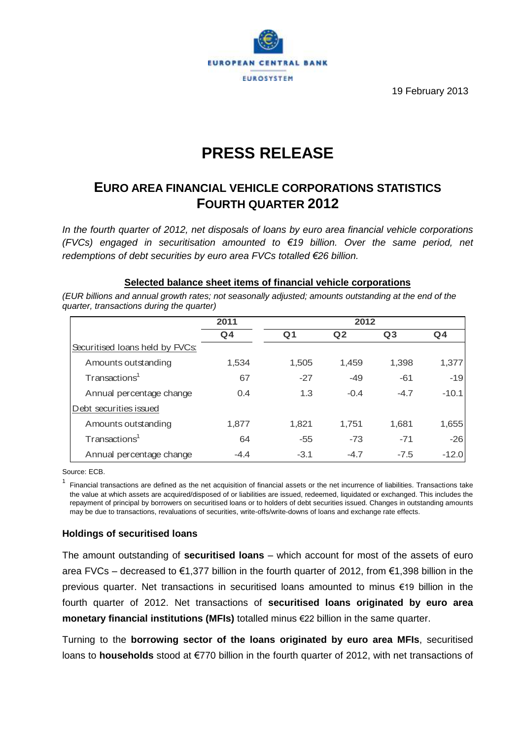19 February 2013

# PRESS RELEASE

## EURO AREA FINANCIAL VEHICLE CORPORATIONS STATISTICS FOURTH QUARTER 2012

*In the fourth quarter of 2012, net disposals of loans by euro area financial vehicle corporations (FVCs) engaged in securitisation amounted to €19 billion. Over the same period, net redemptions of debt securities by euro area FVCs totalled €26 billion.*

**Selected balance sheet items of financial vehicle corporations**

*(EUR billions and annual growth rates; not seasonally adjusted; amounts outstanding at the end of the quarter, transactions during the quarter)*

| | 2011 | 2012 | | | |
|---|---|---|---|---|---|
| | Q4 | Q1 | Q2 | Q3 | Q4 |
| Securitised loans held by FVCs: | | | | | |
| Amounts outstanding | 1,534 | 1,505 | 1,459 | 1,398 | 1,377 |
| Transactions[1] | 67 | -27 | -49 | -61 | -19 |
| Annual percentage change | 0.4 | 1.3 | -0.4 | -4.7 | -10.1 |
| Debt securities issued | | | | | |
| Amounts outstanding | 1,877 | 1,821 | 1,751 | 1,681 | 1,655 |
| Transactions[1] | 64 | -55 | -73 | -71 | -26 |
| Annual percentage change | -4.4 | -3.1 | -4.7 | -7.5 | -12.0 |

Source: ECB.

[1] Financial transactions are defined as the net acquisition of financial assets or the net incurrence of liabilities. Transactions take the value at which assets are acquired/disposed of or liabilities are issued, redeemed, liquidated or exchanged. This includes the repayment of principal by borrowers on securitised loans or to holders of debt securities issued. Changes in outstanding amounts may be due to transactions, revaluations of securities, write-offs/write-downs of loans and exchange rate effects.

### Holdings of securitised loans

The amount outstanding of **securitised loans** – which account for most of the assets of euro area FVCs – decreased to €1,377 billion in the fourth quarter of 2012, from €1,398 billion in the previous quarter. Net transactions in securitised loans amounted to minus €19 billion in the fourth quarter of 2012. Net transactions of **securitised loans originated by euro area monetary financial institutions (MFIs)** totalled minus €22 billion in the same quarter.

Turning to the **borrowing sector of the loans originated by euro area MFIs**, securitised loans to **households** stood at €770 billion in the fourth quarter of 2012, with net transactions of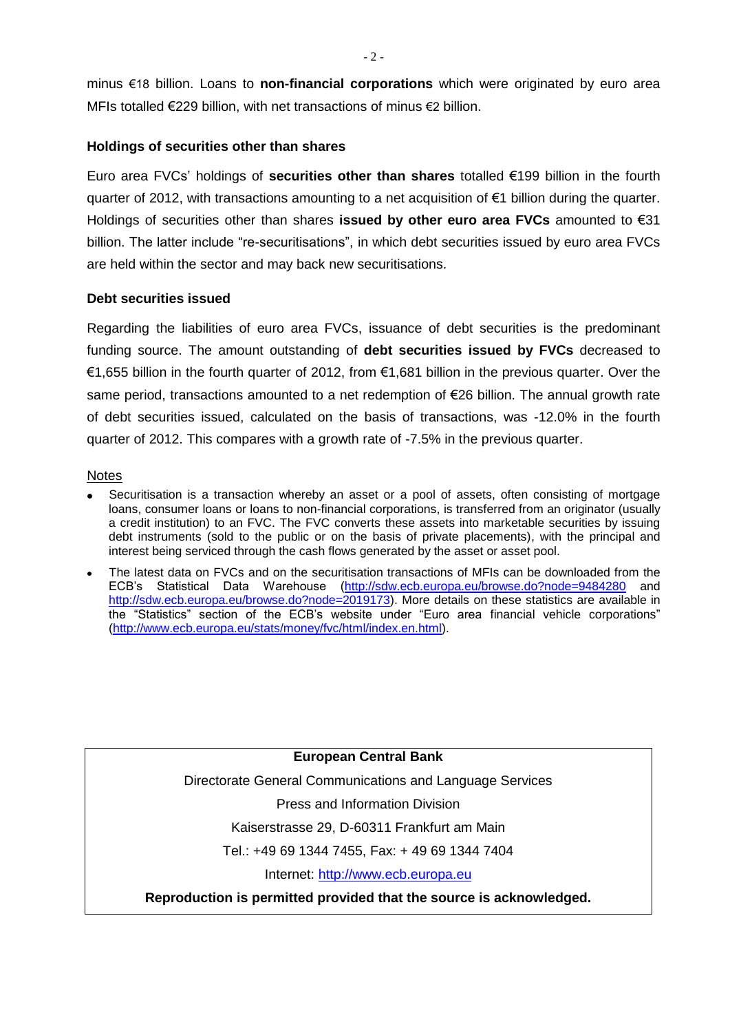minus €18 billion. Loans to **non-financial corporations** which were originated by euro area MFIs totalled €229 billion, with net transactions of minus €2 billion.

### Holdings of securities other than shares

Euro area FVCs' holdings of **securities other than shares** totalled €199 billion in the fourth quarter of 2012, with transactions amounting to a net acquisition of €1 billion during the quarter. Holdings of securities other than shares **issued by other euro area FVCs** amounted to €31 billion. The latter include "re-securitisations", in which debt securities issued by euro area FVCs are held within the sector and may back new securitisations.

### Debt securities issued

Regarding the liabilities of euro area FVCs, issuance of debt securities is the predominant funding source. The amount outstanding of **debt securities issued by FVCs** decreased to €1,655 billion in the fourth quarter of 2012, from €1,681 billion in the previous quarter. Over the same period, transactions amounted to a net redemption of €26 billion. The annual growth rate of debt securities issued, calculated on the basis of transactions, was -12.0% in the fourth quarter of 2012. This compares with a growth rate of -7.5% in the previous quarter.

Notes

- Securitisation is a transaction whereby an asset or a pool of assets, often consisting of mortgage loans, consumer loans or loans to non-financial corporations, is transferred from an originator (usually a credit institution) to an FVC. The FVC converts these assets into marketable securities by issuing debt instruments (sold to the public or on the basis of private placements), with the principal and interest being serviced through the cash flows generated by the asset or asset pool.
- The latest data on FVCs and on the securitisation transactions of MFIs can be downloaded from the ECB's Statistical Data Warehouse (http://sdw.ecb.europa.eu/browse.do?node=9484280 and http://sdw.ecb.europa.eu/browse.do?node=2019173). More details on these statistics are available in the "Statistics" section of the ECB's website under "Euro area financial vehicle corporations" (http://www.ecb.europa.eu/stats/money/fvc/html/index.en.html).

**European Central Bank**

Directorate General Communications and Language Services

Press and Information Division

Kaiserstrasse 29, D-60311 Frankfurt am Main

Tel.: +49 69 1344 7455, Fax: + 49 69 1344 7404

Internet: http://www.ecb.europa.eu

**Reproduction is permitted provided that the source is acknowledged.**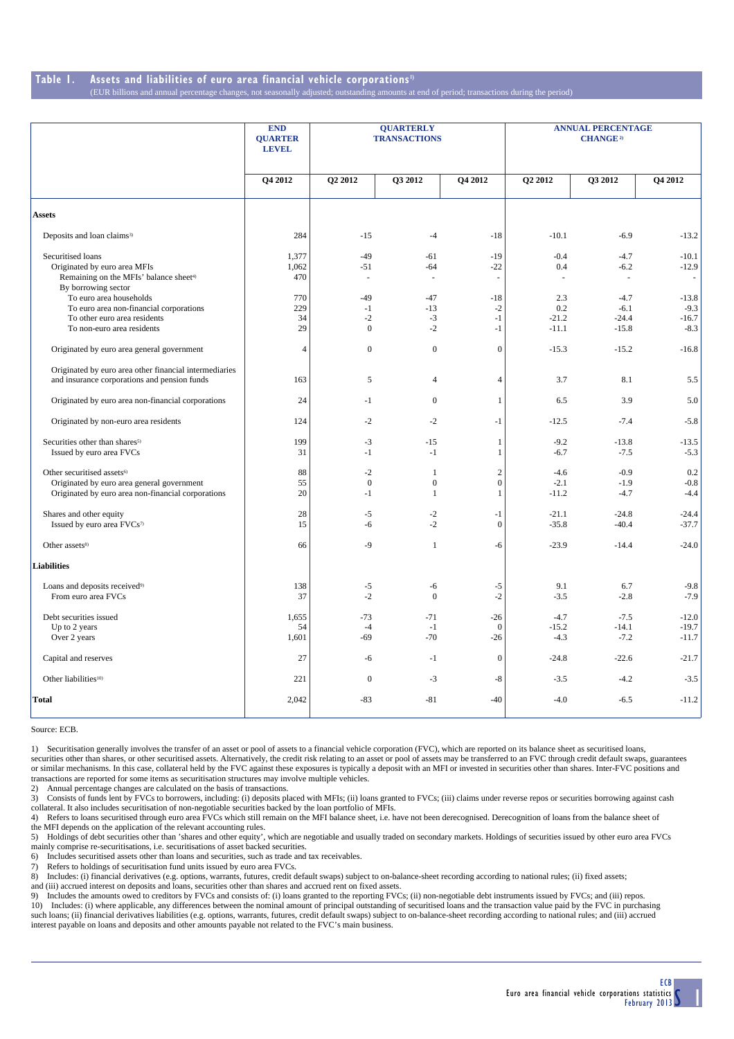## Table 1. Assets and liabilities of euro area financial vehicle corporations[1]

(EUR billions and annual percentage changes, not seasonally adjusted; outstanding amounts at end of period; transactions during the period)

| | END QUARTER LEVEL | QUARTERLY TRANSACTIONS | | | ANNUAL PERCENTAGE CHANGE[2] | | |
|---|---|---|---|---|---|---|---|
| | Q4 2012 | Q2 2012 | Q3 2012 | Q4 2012 | Q2 2012 | Q3 2012 | Q4 2012 |
| **Assets** | | | | | | | |
| Deposits and loan claims[3] | 284 | -15 | -4 | -18 | -10.1 | -6.9 | -13.2 |
| Securitised loans | 1,377 | -49 | -61 | -19 | -0.4 | -4.7 | -10.1 |
| Originated by euro area MFIs | 1,062 | -51 | -64 | -22 | 0.4 | -6.2 | -12.9 |
| Remaining on the MFIs' balance sheet[4] | 470 | - | - | - | - | - | - |
| By borrowing sector | | | | | | | |
| To euro area households | 770 | -49 | -47 | -18 | 2.3 | -4.7 | -13.8 |
| To euro area non-financial corporations | 229 | -1 | -13 | -2 | 0.2 | -6.1 | -9.3 |
| To other euro area residents | 34 | -2 | -3 | -1 | -21.2 | -24.4 | -16.7 |
| To non-euro area residents | 29 | 0 | -2 | -1 | -11.1 | -15.8 | -8.3 |
| Originated by euro area general government | 4 | 0 | 0 | 0 | -15.3 | -15.2 | -16.8 |
| Originated by euro area other financial intermediaries and insurance corporations and pension funds | 163 | 5 | 4 | 4 | 3.7 | 8.1 | 5.5 |
| Originated by euro area non-financial corporations | 24 | -1 | 0 | 1 | 6.5 | 3.9 | 5.0 |
| Originated by non-euro area residents | 124 | -2 | -2 | -1 | -12.5 | -7.4 | -5.8 |
| Securities other than shares[5] | 199 | -3 | -15 | 1 | -9.2 | -13.8 | -13.5 |
| Issued by euro area FVCs | 31 | -1 | -1 | 1 | -6.7 | -7.5 | -5.3 |
| Other securitised assets[6] | 88 | -2 | 1 | 2 | -4.6 | -0.9 | 0.2 |
| Originated by euro area general government | 55 | 0 | 0 | 0 | -2.1 | -1.9 | -0.8 |
| Originated by euro area non-financial corporations | 20 | -1 | 1 | 1 | -11.2 | -4.7 | -4.4 |
| Shares and other equity | 28 | -5 | -2 | -1 | -21.1 | -24.8 | -24.4 |
| Issued by euro area FVCs[7] | 15 | -6 | -2 | 0 | -35.8 | -40.4 | -37.7 |
| Other assets[8] | 66 | -9 | 1 | -6 | -23.9 | -14.4 | -24.0 |
| **Liabilities** | | | | | | | |
| Loans and deposits received[9] | 138 | -5 | -6 | -5 | 9.1 | 6.7 | -9.8 |
| From euro area FVCs | 37 | -2 | 0 | -2 | -3.5 | -2.8 | -7.9 |
| Debt securities issued | 1,655 | -73 | -71 | -26 | -4.7 | -7.5 | -12.0 |
| Up to 2 years | 54 | -4 | -1 | 0 | -15.2 | -14.1 | -19.7 |
| Over 2 years | 1,601 | -69 | -70 | -26 | -4.3 | -7.2 | -11.7 |
| Capital and reserves | 27 | -6 | -1 | 0 | -24.8 | -22.6 | -21.7 |
| Other liabilities[10] | 221 | 0 | -3 | -8 | -3.5 | -4.2 | -3.5 |
| **Total** | 2,042 | -83 | -81 | -40 | -4.0 | -6.5 | -11.2 |

Source: ECB.

1) Securitisation generally involves the transfer of an asset or pool of assets to a financial vehicle corporation (FVC), which are reported on its balance sheet as securitised loans, securities other than shares, or other securitised assets. Alternatively, the credit risk relating to an asset or pool of assets may be transferred to an FVC through credit default swaps, guarantees or similar mechanisms. In this case, collateral held by the FVC against these exposures is typically a deposit with an MFI or invested in securities other than shares. Inter-FVC positions and transactions are reported for some items as securitisation structures may involve multiple vehicles.
2) Annual percentage changes are calculated on the basis of transactions.
3) Consists of funds lent by FVCs to borrowers, including: (i) deposits placed with MFIs; (ii) loans granted to FVCs; (iii) claims under reverse repos or securities borrowing against cash collateral. It also includes securitisation of non-negotiable securities backed by the loan portfolio of MFIs.
4) Refers to loans securitised through euro area FVCs which still remain on the MFI balance sheet, i.e. have not been derecognised. Derecognition of loans from the balance sheet of the MFI depends on the application of the relevant accounting rules.
5) Holdings of debt securities other than 'shares and other equity', which are negotiable and usually traded on secondary markets. Holdings of securities issued by other euro area FVCs mainly comprise re-securitisations, i.e. securitisations of asset backed securities.
6) Includes securitised assets other than loans and securities, such as trade and tax receivables.
7) Refers to holdings of securitisation fund units issued by euro area FVCs.
8) Includes: (i) financial derivatives (e.g. options, warrants, futures, credit default swaps) subject to on-balance-sheet recording according to national rules; (ii) fixed assets; and (iii) accrued interest on deposits and loans, securities other than shares and accrued rent on fixed assets.
9) Includes the amounts owed to creditors by FVCs and consists of: (i) loans granted to the reporting FVCs; (ii) non-negotiable debt instruments issued by FVCs; and (iii) repos.
10) Includes: (i) where applicable, any differences between the nominal amount of principal outstanding of securitised loans and the transaction value paid by the FVC in purchasing such loans; (ii) financial derivatives liabilities (e.g. options, warrants, futures, credit default swaps) subject to on-balance-sheet recording according to national rules; and (iii) accrued interest payable on loans and deposits and other amounts payable not related to the FVC's main business.